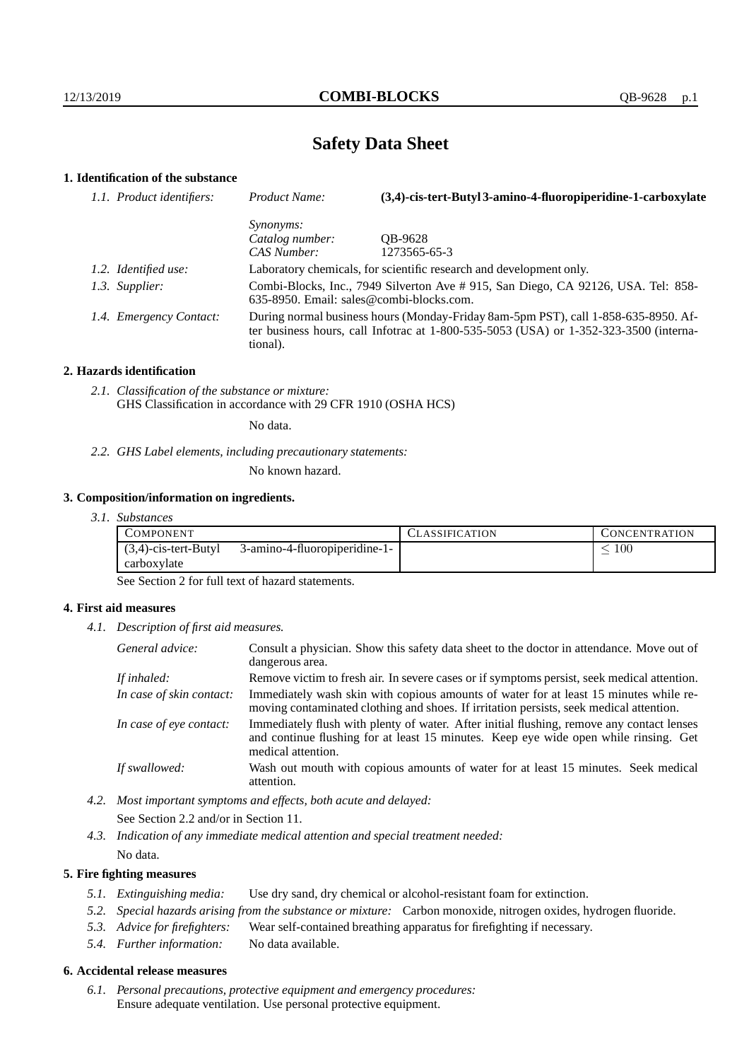# Safety Data Sheet

## 1. Identification of the substance

*1.1. Product identifiers:*

| | | |
|---|---|---|
| *Product Name:* | **(3,4)-cis-tert-Butyl 3-amino-4-fluoropiperidine-1-carboxylate** |
| *Synonyms:* | |
| *Catalog number:* | QB-9628 |
| *CAS Number:* | 1273565-65-3 |

*1.2. Identified use:* Laboratory chemicals, for scientific research and development only.

*1.3. Supplier:* Combi-Blocks, Inc., 7949 Silverton Ave # 915, San Diego, CA 92126, USA. Tel: 858-635-8950. Email: sales@combi-blocks.com.

*1.4. Emergency Contact:* During normal business hours (Monday-Friday 8am-5pm PST), call 1-858-635-8950. After business hours, call Infotrac at 1-800-535-5053 (USA) or 1-352-323-3500 (international).

## 2. Hazards identification

*2.1. Classification of the substance or mixture:*
GHS Classification in accordance with 29 CFR 1910 (OSHA HCS)

No data.

*2.2. GHS Label elements, including precautionary statements:*

No known hazard.

## 3. Composition/information on ingredients.

*3.1. Substances*

| COMPONENT | CLASSIFICATION | CONCENTRATION |
|---|---|---|
| (3,4)-cis-tert-Butyl 3-amino-4-fluoropiperidine-1-carboxylate | | $\leq 100$ |

See Section 2 for full text of hazard statements.

## 4. First aid measures

*4.1. Description of first aid measures.*

*General advice:* Consult a physician. Show this safety data sheet to the doctor in attendance. Move out of dangerous area.

*If inhaled:* Remove victim to fresh air. In severe cases or if symptoms persist, seek medical attention.

*In case of skin contact:* Immediately wash skin with copious amounts of water for at least 15 minutes while removing contaminated clothing and shoes. If irritation persists, seek medical attention.

*In case of eye contact:* Immediately flush with plenty of water. After initial flushing, remove any contact lenses and continue flushing for at least 15 minutes. Keep eye wide open while rinsing. Get medical attention.

*If swallowed:* Wash out mouth with copious amounts of water for at least 15 minutes. Seek medical attention.

*4.2. Most important symptoms and effects, both acute and delayed:*

See Section 2.2 and/or in Section 11.

*4.3. Indication of any immediate medical attention and special treatment needed:*

No data.

## 5. Fire fighting measures

*5.1. Extinguishing media:* Use dry sand, dry chemical or alcohol-resistant foam for extinction.

*5.2. Special hazards arising from the substance or mixture:* Carbon monoxide, nitrogen oxides, hydrogen fluoride.

*5.3. Advice for firefighters:* Wear self-contained breathing apparatus for firefighting if necessary.

*5.4. Further information:* No data available.

## 6. Accidental release measures

*6.1. Personal precautions, protective equipment and emergency procedures:*
Ensure adequate ventilation. Use personal protective equipment.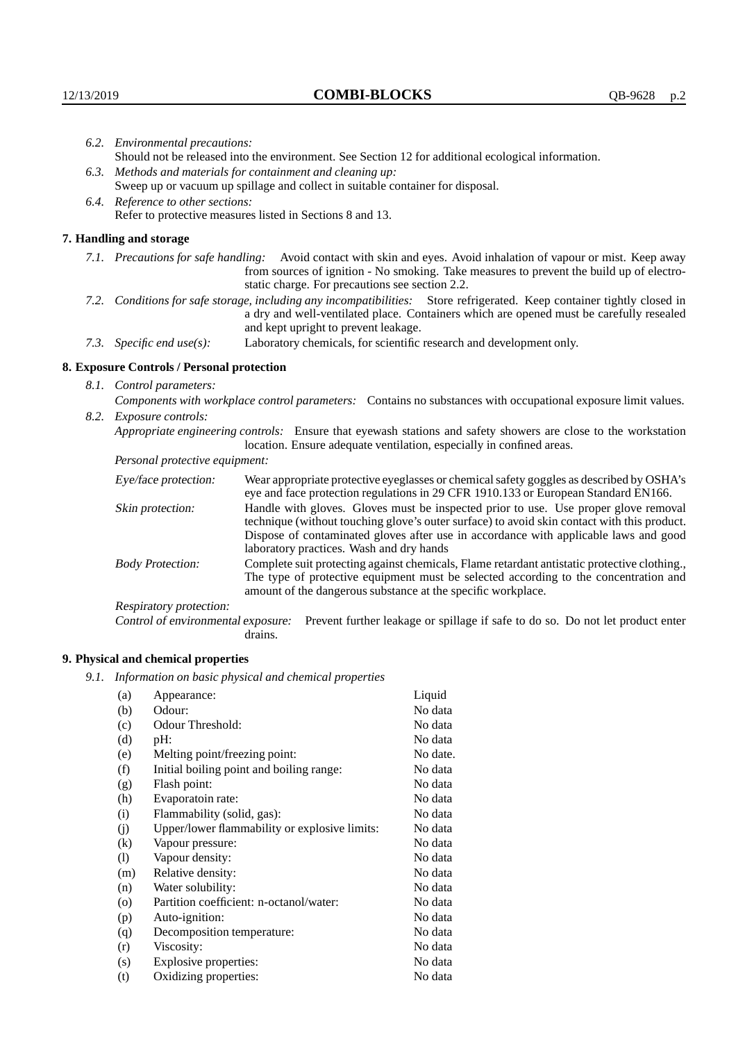*6.2. Environmental precautions:*
Should not be released into the environment. See Section 12 for additional ecological information.

*6.3. Methods and materials for containment and cleaning up:*
Sweep up or vacuum up spillage and collect in suitable container for disposal.

*6.4. Reference to other sections:*
Refer to protective measures listed in Sections 8 and 13.

## 7. Handling and storage

*7.1. Precautions for safe handling:* Avoid contact with skin and eyes. Avoid inhalation of vapour or mist. Keep away from sources of ignition - No smoking. Take measures to prevent the build up of electrostatic charge. For precautions see section 2.2.

*7.2. Conditions for safe storage, including any incompatibilities:* Store refrigerated. Keep container tightly closed in a dry and well-ventilated place. Containers which are opened must be carefully resealed and kept upright to prevent leakage.

*7.3. Specific end use(s):* Laboratory chemicals, for scientific research and development only.

## 8. Exposure Controls / Personal protection

*8.1. Control parameters:*
*Components with workplace control parameters:* Contains no substances with occupational exposure limit values.

*8.2. Exposure controls:*
*Appropriate engineering controls:* Ensure that eyewash stations and safety showers are close to the workstation location. Ensure adequate ventilation, especially in confined areas.

*Personal protective equipment:*

*Eye/face protection:* Wear appropriate protective eyeglasses or chemical safety goggles as described by OSHA's eye and face protection regulations in 29 CFR 1910.133 or European Standard EN166.

*Skin protection:* Handle with gloves. Gloves must be inspected prior to use. Use proper glove removal technique (without touching glove's outer surface) to avoid skin contact with this product. Dispose of contaminated gloves after use in accordance with applicable laws and good laboratory practices. Wash and dry hands

*Body Protection:* Complete suit protecting against chemicals, Flame retardant antistatic protective clothing., The type of protective equipment must be selected according to the concentration and amount of the dangerous substance at the specific workplace.

*Respiratory protection:*

*Control of environmental exposure:* Prevent further leakage or spillage if safe to do so. Do not let product enter drains.

## 9. Physical and chemical properties

*9.1. Information on basic physical and chemical properties*

| | | |
|---|---|---|
| (a) | Appearance: | Liquid |
| (b) | Odour: | No data |
| (c) | Odour Threshold: | No data |
| (d) | pH: | No data |
| (e) | Melting point/freezing point: | No date. |
| (f) | Initial boiling point and boiling range: | No data |
| (g) | Flash point: | No data |
| (h) | Evaporatoin rate: | No data |
| (i) | Flammability (solid, gas): | No data |
| (j) | Upper/lower flammability or explosive limits: | No data |
| (k) | Vapour pressure: | No data |
| (l) | Vapour density: | No data |
| (m) | Relative density: | No data |
| (n) | Water solubility: | No data |
| (o) | Partition coefficient: n-octanol/water: | No data |
| (p) | Auto-ignition: | No data |
| (q) | Decomposition temperature: | No data |
| (r) | Viscosity: | No data |
| (s) | Explosive properties: | No data |
| (t) | Oxidizing properties: | No data |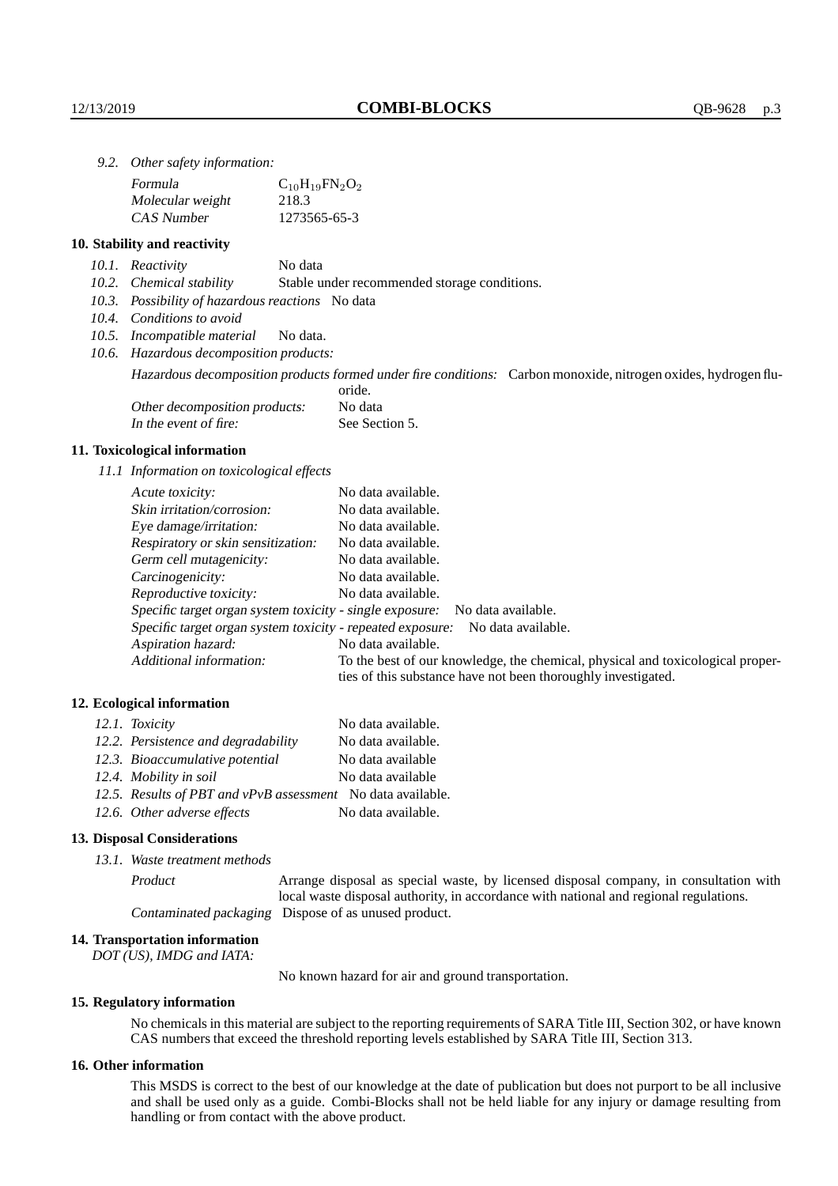*9.2. Other safety information:*

| | |
|---|---|
| *Formula* | $C_{10}H_{19}FN_2O_2$ |
| *Molecular weight* | 218.3 |
| *CAS Number* | 1273565-65-3 |

### 10. Stability and reactivity

*10.1. Reactivity* No data

*10.2. Chemical stability* Stable under recommended storage conditions.

*10.3. Possibility of hazardous reactions* No data

*10.4. Conditions to avoid*

*10.5. Incompatible material* No data.

*10.6. Hazardous decomposition products:*

*Hazardous decomposition products formed under fire conditions:* Carbon monoxide, nitrogen oxides, hydrogen fluoride.

*Other decomposition products:* No data

*In the event of fire:* See Section 5.

### 11. Toxicological information

*11.1 Information on toxicological effects*

| | |
|---|---|
| *Acute toxicity:* | No data available. |
| *Skin irritation/corrosion:* | No data available. |
| *Eye damage/irritation:* | No data available. |
| *Respiratory or skin sensitization:* | No data available. |
| *Germ cell mutagenicity:* | No data available. |
| *Carcinogenicity:* | No data available. |
| *Reproductive toxicity:* | No data available. |
| *Specific target organ system toxicity - single exposure:* | No data available. |
| *Specific target organ system toxicity - repeated exposure:* | No data available. |
| *Aspiration hazard:* | No data available. |
| *Additional information:* | To the best of our knowledge, the chemical, physical and toxicological properties of this substance have not been thoroughly investigated. |

### 12. Ecological information

| | |
|---|---|
| *12.1. Toxicity* | No data available. |
| *12.2. Persistence and degradability* | No data available. |
| *12.3. Bioaccumulative potential* | No data available |
| *12.4. Mobility in soil* | No data available |
| *12.5. Results of PBT and vPvB assessment* | No data available. |
| *12.6. Other adverse effects* | No data available. |

### 13. Disposal Considerations

*13.1. Waste treatment methods*

*Product* Arrange disposal as special waste, by licensed disposal company, in consultation with local waste disposal authority, in accordance with national and regional regulations.

*Contaminated packaging* Dispose of as unused product.

### 14. Transportation information

*DOT (US), IMDG and IATA:*

No known hazard for air and ground transportation.

### 15. Regulatory information

No chemicals in this material are subject to the reporting requirements of SARA Title III, Section 302, or have known CAS numbers that exceed the threshold reporting levels established by SARA Title III, Section 313.

### 16. Other information

This MSDS is correct to the best of our knowledge at the date of publication but does not purport to be all inclusive and shall be used only as a guide. Combi-Blocks shall not be held liable for any injury or damage resulting from handling or from contact with the above product.